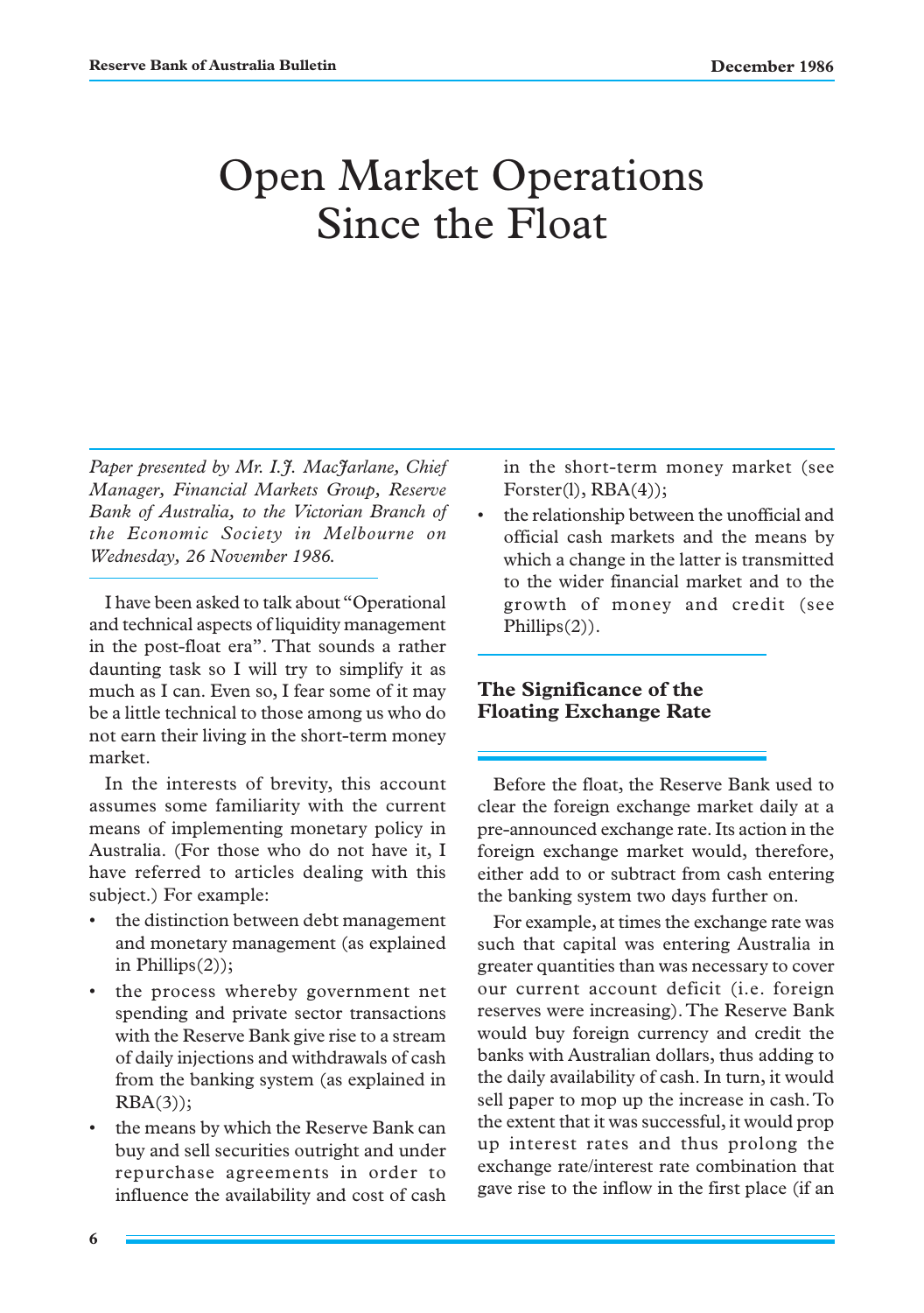# Open Market Operations Since the Float

*Paper presented by Mr. I.J. MacFarlane, Chief Manager, Financial Markets Group, Reserve Bank of Australia, to the Victorian Branch of the Economic Society in Melbourne on Wednesday, 26 November 1986.*

I have been asked to talk about "Operational and technical aspects of liquidity management in the post-float era". That sounds a rather daunting task so I will try to simplify it as much as I can. Even so, I fear some of it may be a little technical to those among us who do not earn their living in the short-term money market.

In the interests of brevity, this account assumes some familiarity with the current means of implementing monetary policy in Australia. (For those who do not have it, I have referred to articles dealing with this subject.) For example:

- the distinction between debt management and monetary management (as explained in Phillips(2));
- the process whereby government net spending and private sector transactions with the Reserve Bank give rise to a stream of daily injections and withdrawals of cash from the banking system (as explained in RBA(3));
- the means by which the Reserve Bank can buy and sell securities outright and under repurchase agreements in order to influence the availability and cost of cash in the short-term money market (see Forster(l), RBA(4));
- the relationship between the unofficial and official cash markets and the means by which a change in the latter is transmitted to the wider financial market and to the growth of money and credit (see Phillips(2)).

## The Significance of the Floating Exchange Rate

Before the float, the Reserve Bank used to clear the foreign exchange market daily at a pre-announced exchange rate. Its action in the foreign exchange market would, therefore, either add to or subtract from cash entering the banking system two days further on.

For example, at times the exchange rate was such that capital was entering Australia in greater quantities than was necessary to cover our current account deficit (i.e. foreign reserves were increasing). The Reserve Bank would buy foreign currency and credit the banks with Australian dollars, thus adding to the daily availability of cash. In turn, it would sell paper to mop up the increase in cash. To the extent that it was successful, it would prop up interest rates and thus prolong the exchange rate/interest rate combination that gave rise to the inflow in the first place (if an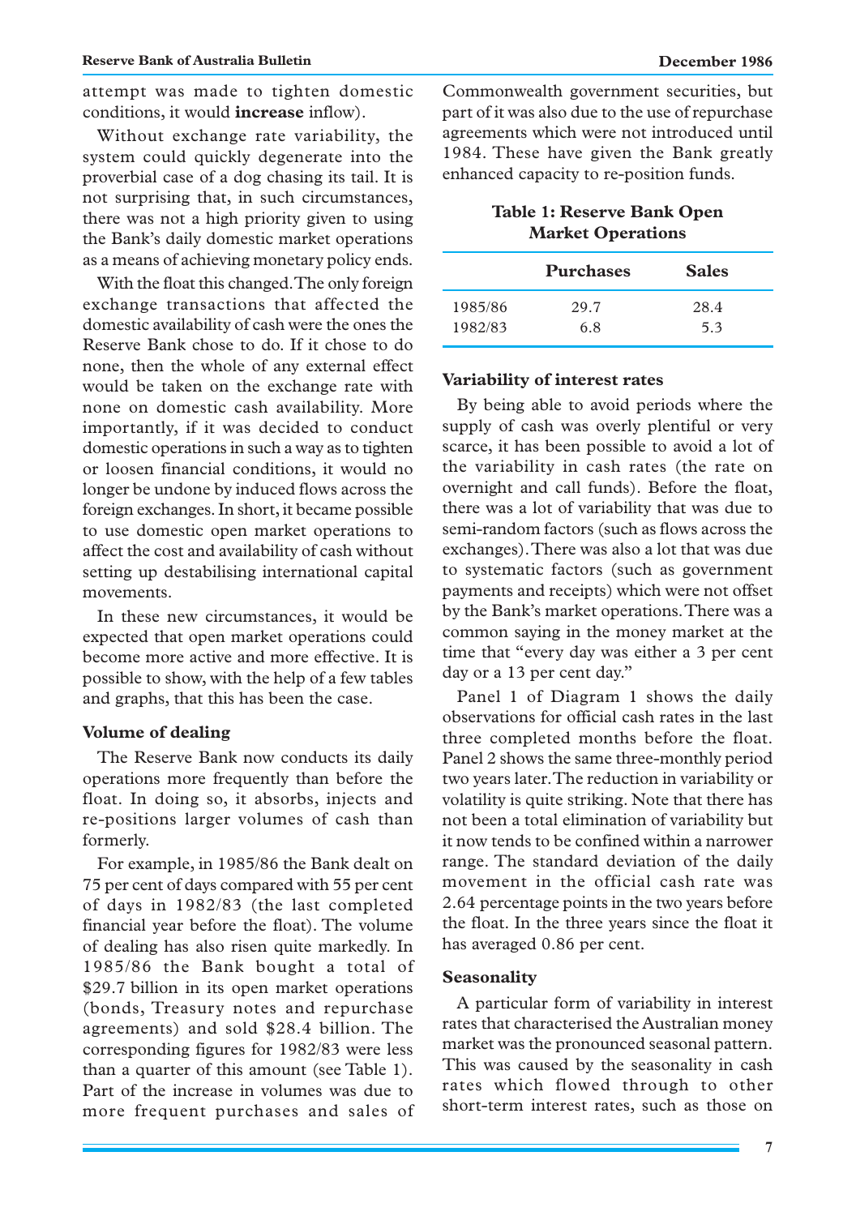attempt was made to tighten domestic conditions, it would **increase** inflow).

Without exchange rate variability, the system could quickly degenerate into the proverbial case of a dog chasing its tail. It is not surprising that, in such circumstances, there was not a high priority given to using the Bank's daily domestic market operations as a means of achieving monetary policy ends.

With the float this changed. The only foreign exchange transactions that affected the domestic availability of cash were the ones the Reserve Bank chose to do. If it chose to do none, then the whole of any external effect would be taken on the exchange rate with none on domestic cash availability. More importantly, if it was decided to conduct domestic operations in such a way as to tighten or loosen financial conditions, it would no longer be undone by induced flows across the foreign exchanges. In short, it became possible to use domestic open market operations to affect the cost and availability of cash without setting up destabilising international capital movements.

In these new circumstances, it would be expected that open market operations could become more active and more effective. It is possible to show, with the help of a few tables and graphs, that this has been the case.

### Volume of dealing

The Reserve Bank now conducts its daily operations more frequently than before the float. In doing so, it absorbs, injects and re-positions larger volumes of cash than formerly.

For example, in 1985/86 the Bank dealt on 75 per cent of days compared with 55 per cent of days in 1982/83 (the last completed financial year before the float). The volume of dealing has also risen quite markedly. In 1985/86 the Bank bought a total of $29.7 billion in its open market operations (bonds, Treasury notes and repurchase agreements) and sold $28.4 billion. The corresponding figures for 1982/83 were less than a quarter of this amount (see Table 1). Part of the increase in volumes was due to more frequent purchases and sales of Commonwealth government securities, but part of it was also due to the use of repurchase agreements which were not introduced until 1984. These have given the Bank greatly enhanced capacity to re-position funds.

**Table 1: Reserve Bank Open Market Operations**

| | Purchases | Sales |
|---|---|---|
| 1985/86 | 29.7 | 28.4 |
| 1982/83 | 6.8 | 5.3 |

### Variability of interest rates

By being able to avoid periods where the supply of cash was overly plentiful or very scarce, it has been possible to avoid a lot of the variability in cash rates (the rate on overnight and call funds). Before the float, there was a lot of variability that was due to semi-random factors (such as flows across the exchanges). There was also a lot that was due to systematic factors (such as government payments and receipts) which were not offset by the Bank's market operations. There was a common saying in the money market at the time that "every day was either a 3 per cent day or a 13 per cent day."

Panel 1 of Diagram 1 shows the daily observations for official cash rates in the last three completed months before the float. Panel 2 shows the same three-monthly period two years later. The reduction in variability or volatility is quite striking. Note that there has not been a total elimination of variability but it now tends to be confined within a narrower range. The standard deviation of the daily movement in the official cash rate was 2.64 percentage points in the two years before the float. In the three years since the float it has averaged 0.86 per cent.

### Seasonality

A particular form of variability in interest rates that characterised the Australian money market was the pronounced seasonal pattern. This was caused by the seasonality in cash rates which flowed through to other short-term interest rates, such as those on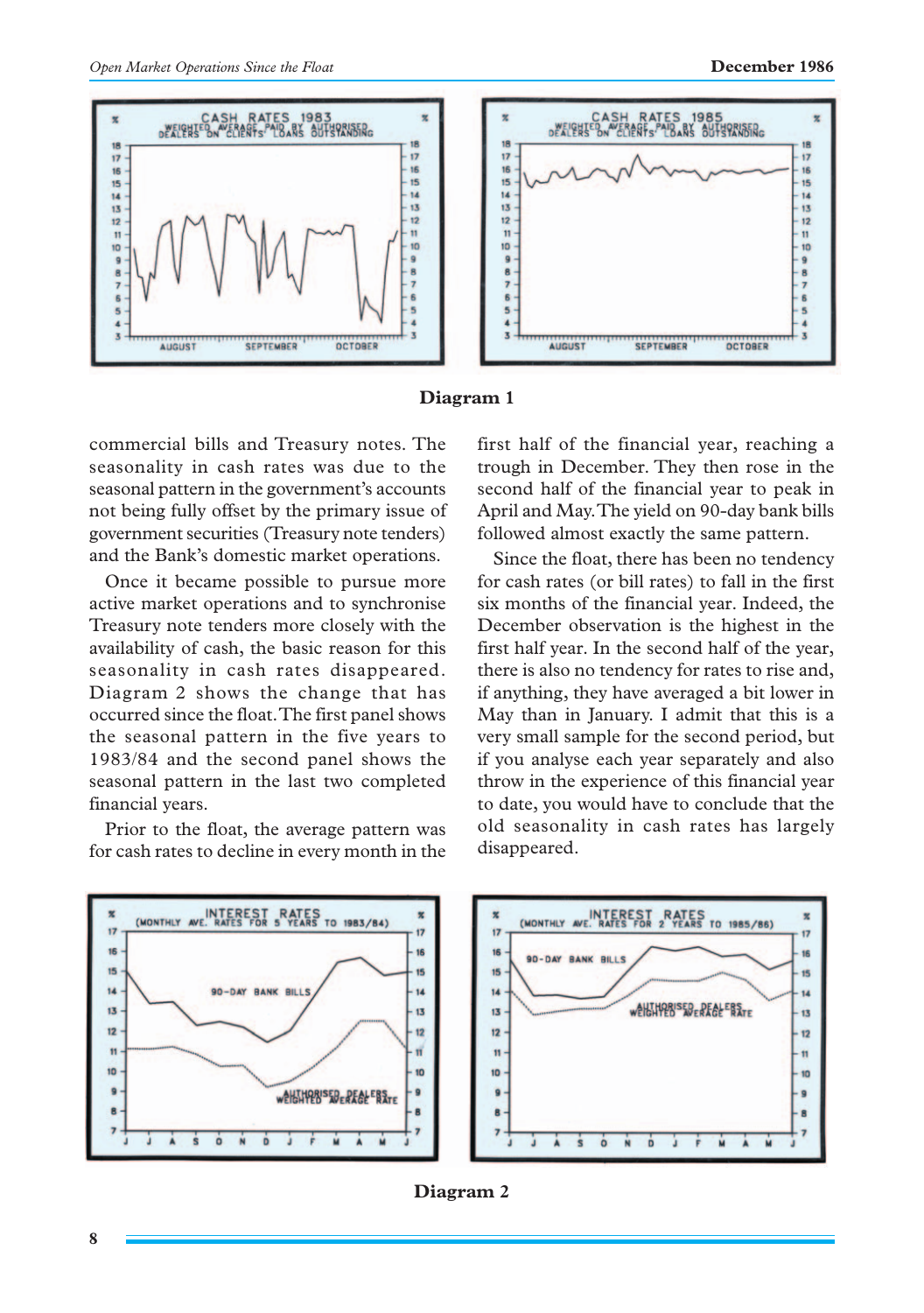**Diagram 1**

commercial bills and Treasury notes. The seasonality in cash rates was due to the seasonal pattern in the government's accounts not being fully offset by the primary issue of government securities (Treasury note tenders) and the Bank's domestic market operations.

Once it became possible to pursue more active market operations and to synchronise Treasury note tenders more closely with the availability of cash, the basic reason for this seasonality in cash rates disappeared. Diagram 2 shows the change that has occurred since the float. The first panel shows the seasonal pattern in the five years to 1983/84 and the second panel shows the seasonal pattern in the last two completed financial years.

Prior to the float, the average pattern was for cash rates to decline in every month in the first half of the financial year, reaching a trough in December. They then rose in the second half of the financial year to peak in April and May. The yield on 90-day bank bills followed almost exactly the same pattern.

Since the float, there has been no tendency for cash rates (or bill rates) to fall in the first six months of the financial year. Indeed, the December observation is the highest in the first half year. In the second half of the year, there is also no tendency for rates to rise and, if anything, they have averaged a bit lower in May than in January. I admit that this is a very small sample for the second period, but if you analyse each year separately and also throw in the experience of this financial year to date, you would have to conclude that the old seasonality in cash rates has largely disappeared.

**Diagram 2**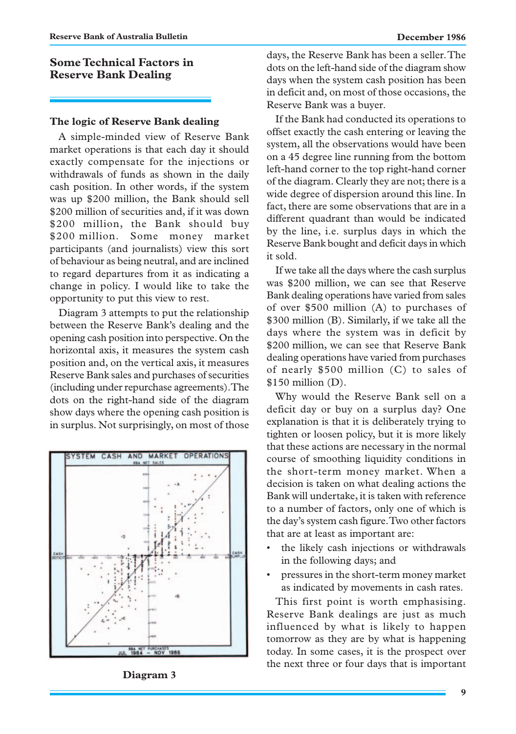## Some Technical Factors in Reserve Bank Dealing

### The logic of Reserve Bank dealing

A simple-minded view of Reserve Bank market operations is that each day it should exactly compensate for the injections or withdrawals of funds as shown in the daily cash position. In other words, if the system was up $200 million, the Bank should sell $200 million of securities and, if it was down $200 million, the Bank should buy $200 million. Some money market participants (and journalists) view this sort of behaviour as being neutral, and are inclined to regard departures from it as indicating a change in policy. I would like to take the opportunity to put this view to rest.

Diagram 3 attempts to put the relationship between the Reserve Bank's dealing and the opening cash position into perspective. On the horizontal axis, it measures the system cash position and, on the vertical axis, it measures Reserve Bank sales and purchases of securities (including under repurchase agreements). The dots on the right-hand side of the diagram show days where the opening cash position is in surplus. Not surprisingly, on most of those days, the Reserve Bank has been a seller. The dots on the left-hand side of the diagram show days when the system cash position has been in deficit and, on most of those occasions, the Reserve Bank was a buyer.

SYSTEM CASH AND MARKET OPERATIONS

JUL 1984 – NOV 1986

Diagram 3

If the Bank had conducted its operations to offset exactly the cash entering or leaving the system, all the observations would have been on a 45 degree line running from the bottom left-hand corner to the top right-hand corner of the diagram. Clearly they are not; there is a wide degree of dispersion around this line. In fact, there are some observations that are in a different quadrant than would be indicated by the line, i.e. surplus days in which the Reserve Bank bought and deficit days in which it sold.

If we take all the days where the cash surplus was $200 million, we can see that Reserve Bank dealing operations have varied from sales of over $500 million (A) to purchases of $300 million (B). Similarly, if we take all the days where the system was in deficit by $200 million, we can see that Reserve Bank dealing operations have varied from purchases of nearly $500 million (C) to sales of $150 million (D).

Why would the Reserve Bank sell on a deficit day or buy on a surplus day? One explanation is that it is deliberately trying to tighten or loosen policy, but it is more likely that these actions are necessary in the normal course of smoothing liquidity conditions in the short-term money market. When a decision is taken on what dealing actions the Bank will undertake, it is taken with reference to a number of factors, only one of which is the day's system cash figure. Two other factors that are at least as important are:

- the likely cash injections or withdrawals in the following days; and
- pressures in the short-term money market as indicated by movements in cash rates.

This first point is worth emphasising. Reserve Bank dealings are just as much influenced by what is likely to happen tomorrow as they are by what is happening today. In some cases, it is the prospect over the next three or four days that is important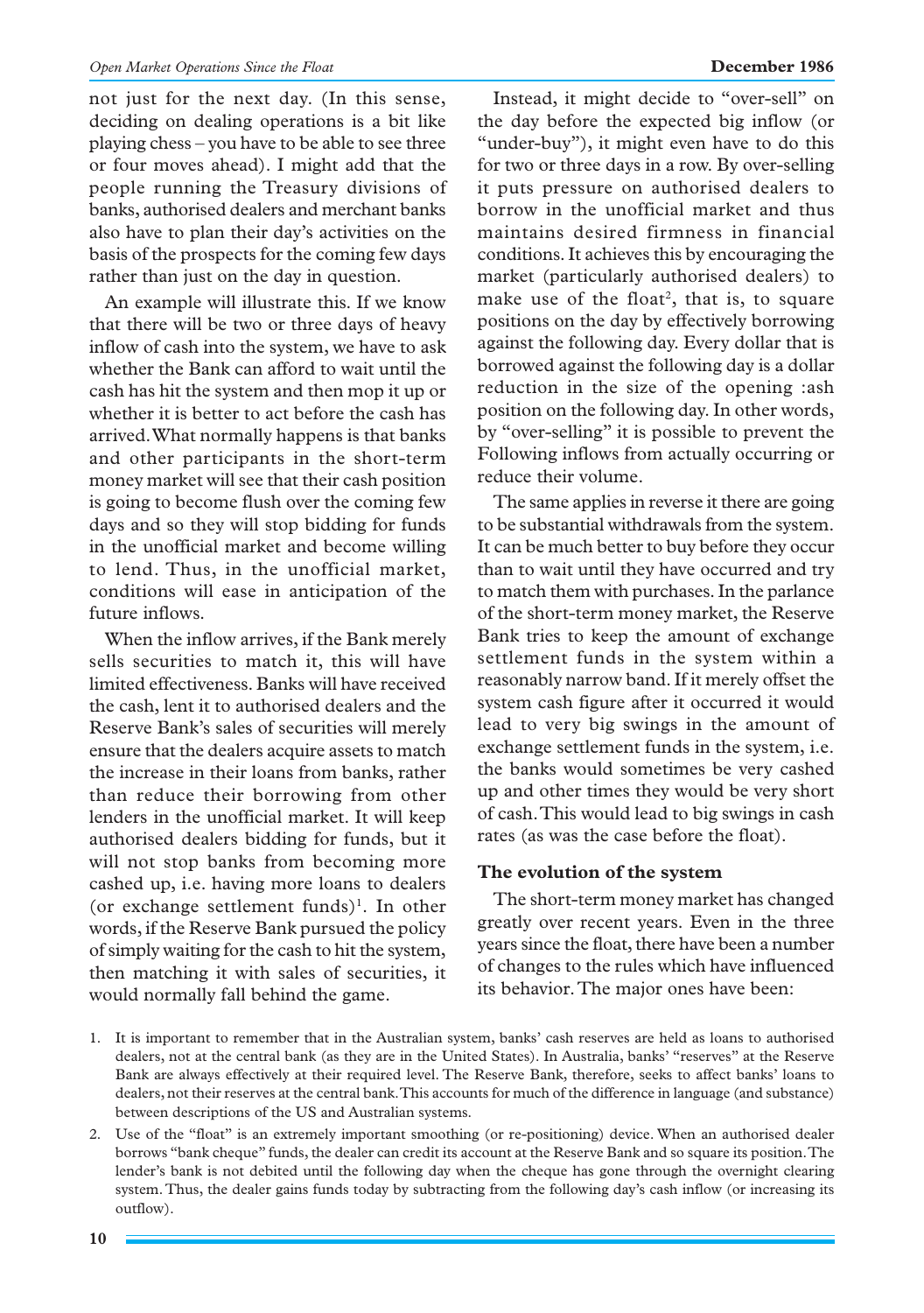not just for the next day. (In this sense, deciding on dealing operations is a bit like playing chess – you have to be able to see three or four moves ahead). I might add that the people running the Treasury divisions of banks, authorised dealers and merchant banks also have to plan their day's activities on the basis of the prospects for the coming few days rather than just on the day in question.

An example will illustrate this. If we know that there will be two or three days of heavy inflow of cash into the system, we have to ask whether the Bank can afford to wait until the cash has hit the system and then mop it up or whether it is better to act before the cash has arrived. What normally happens is that banks and other participants in the short-term money market will see that their cash position is going to become flush over the coming few days and so they will stop bidding for funds in the unofficial market and become willing to lend. Thus, in the unofficial market, conditions will ease in anticipation of the future inflows.

When the inflow arrives, if the Bank merely sells securities to match it, this will have limited effectiveness. Banks will have received the cash, lent it to authorised dealers and the Reserve Bank's sales of securities will merely ensure that the dealers acquire assets to match the increase in their loans from banks, rather than reduce their borrowing from other lenders in the unofficial market. It will keep authorised dealers bidding for funds, but it will not stop banks from becoming more cashed up, i.e. having more loans to dealers (or exchange settlement funds)[1]. In other words, if the Reserve Bank pursued the policy of simply waiting for the cash to hit the system, then matching it with sales of securities, it would normally fall behind the game.

Instead, it might decide to "over-sell" on the day before the expected big inflow (or "under-buy"), it might even have to do this for two or three days in a row. By over-selling it puts pressure on authorised dealers to borrow in the unofficial market and thus maintains desired firmness in financial conditions. It achieves this by encouraging the market (particularly authorised dealers) to make use of the float[2], that is, to square positions on the day by effectively borrowing against the following day. Every dollar that is borrowed against the following day is a dollar reduction in the size of the opening :ash position on the following day. In other words, by "over-selling" it is possible to prevent the Following inflows from actually occurring or reduce their volume.

The same applies in reverse it there are going to be substantial withdrawals from the system. It can be much better to buy before they occur than to wait until they have occurred and try to match them with purchases. In the parlance of the short-term money market, the Reserve Bank tries to keep the amount of exchange settlement funds in the system within a reasonably narrow band. If it merely offset the system cash figure after it occurred it would lead to very big swings in the amount of exchange settlement funds in the system, i.e. the banks would sometimes be very cashed up and other times they would be very short of cash. This would lead to big swings in cash rates (as was the case before the float).

### The evolution of the system

The short-term money market has changed greatly over recent years. Even in the three years since the float, there have been a number of changes to the rules which have influenced its behavior. The major ones have been:

1. It is important to remember that in the Australian system, banks' cash reserves are held as loans to authorised dealers, not at the central bank (as they are in the United States). In Australia, banks' "reserves" at the Reserve Bank are always effectively at their required level. The Reserve Bank, therefore, seeks to affect banks' loans to dealers, not their reserves at the central bank. This accounts for much of the difference in language (and substance) between descriptions of the US and Australian systems.

2. Use of the "float" is an extremely important smoothing (or re-positioning) device. When an authorised dealer borrows "bank cheque" funds, the dealer can credit its account at the Reserve Bank and so square its position. The lender's bank is not debited until the following day when the cheque has gone through the overnight clearing system. Thus, the dealer gains funds today by subtracting from the following day's cash inflow (or increasing its outflow).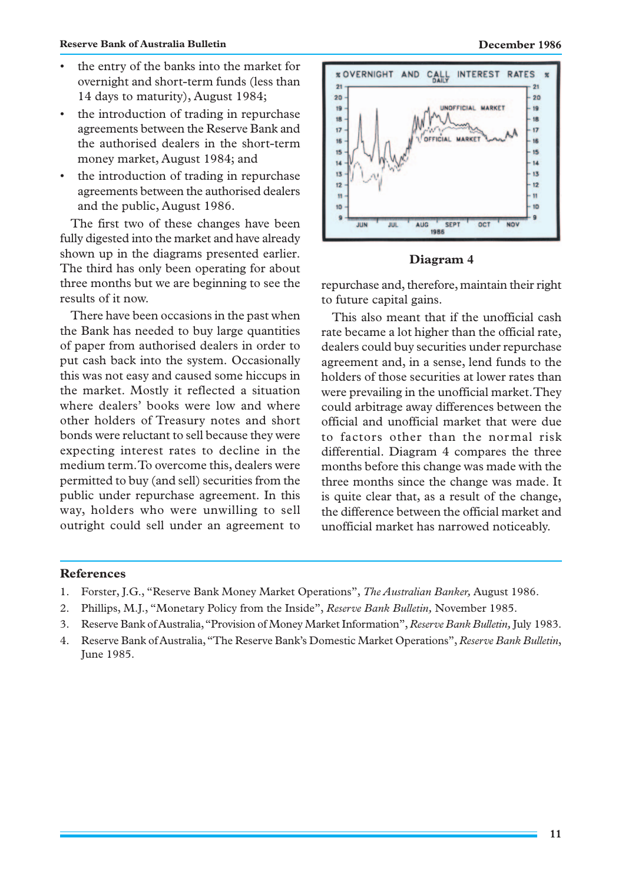- the entry of the banks into the market for overnight and short-term funds (less than 14 days to maturity), August 1984;
- the introduction of trading in repurchase agreements between the Reserve Bank and the authorised dealers in the short-term money market, August 1984; and
- the introduction of trading in repurchase agreements between the authorised dealers and the public, August 1986.

The first two of these changes have been fully digested into the market and have already shown up in the diagrams presented earlier. The third has only been operating for about three months but we are beginning to see the results of it now.

There have been occasions in the past when the Bank has needed to buy large quantities of paper from authorised dealers in order to put cash back into the system. Occasionally this was not easy and caused some hiccups in the market. Mostly it reflected a situation where dealers' books were low and where other holders of Treasury notes and short bonds were reluctant to sell because they were expecting interest rates to decline in the medium term. To overcome this, dealers were permitted to buy (and sell) securities from the public under repurchase agreement. In this way, holders who were unwilling to sell outright could sell under an agreement to repurchase and, therefore, maintain their right to future capital gains.

% OVERNIGHT AND CALL INTEREST RATES %

DAILY

UNOFFICIAL MARKET

OFFICIAL MARKET

21 20 19 18 17 16 15 14 13 12 11 10 9

JUN JUL AUG SEPT OCT NOV

1986

**Diagram 4**

This also meant that if the unofficial cash rate became a lot higher than the official rate, dealers could buy securities under repurchase agreement and, in a sense, lend funds to the holders of those securities at lower rates than were prevailing in the unofficial market. They could arbitrage away differences between the official and unofficial market that were due to factors other than the normal risk differential. Diagram 4 compares the three months before this change was made with the three months since the change was made. It is quite clear that, as a result of the change, the difference between the official market and unofficial market has narrowed noticeably.

## References

1. Forster, J.G., "Reserve Bank Money Market Operations", *The Australian Banker,* August 1986.
2. Phillips, M.J., "Monetary Policy from the Inside", *Reserve Bank Bulletin,* November 1985.
3. Reserve Bank of Australia, "Provision of Money Market Information", *Reserve Bank Bulletin,* July 1983.
4. Reserve Bank of Australia, "The Reserve Bank's Domestic Market Operations", *Reserve Bank Bulletin*, June 1985.